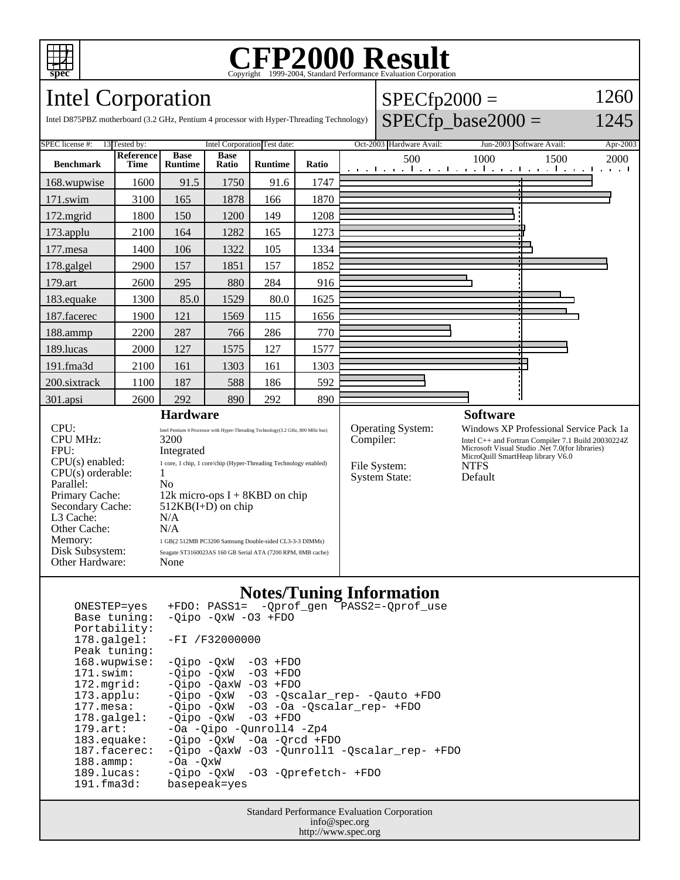# CFP2000 Result

Copyright 1999-2004, Standard Performance Evaluation Corporation

## Intel Corporation

Intel D875PBZ motherboard (3.2 GHz, Pentium 4 processor with Hyper-Threading Technology)

SPECfp2000 = 1260

SPECfp_base2000 = 1245

| SPEC license #: | 13 | Tested by: | Intel Corporation | Test date: | Oct-2003 | Hardware Avail: | Jun-2003 | Software Avail: | Apr-2003 |
|---|---|---|---|---|---|---|---|---|---|

| Benchmark | Reference Time | Base Runtime | Base Ratio | Runtime | Ratio |
|---|---|---|---|---|---|
| 168.wupwise | 1600 | 91.5 | 1750 | 91.6 | 1747 |
| 171.swim | 3100 | 165 | 1878 | 166 | 1870 |
| 172.mgrid | 1800 | 150 | 1200 | 149 | 1208 |
| 173.applu | 2100 | 164 | 1282 | 165 | 1273 |
| 177.mesa | 1400 | 106 | 1322 | 105 | 1334 |
| 178.galgel | 2900 | 157 | 1851 | 157 | 1852 |
| 179.art | 2600 | 295 | 880 | 284 | 916 |
| 183.equake | 1300 | 85.0 | 1529 | 80.0 | 1625 |
| 187.facerec | 1900 | 121 | 1569 | 115 | 1656 |
| 188.ammp | 2200 | 287 | 766 | 286 | 770 |
| 189.lucas | 2000 | 127 | 1575 | 127 | 1577 |
| 191.fma3d | 2100 | 161 | 1303 | 161 | 1303 |
| 200.sixtrack | 1100 | 187 | 588 | 186 | 592 |
| 301.apsi | 2600 | 292 | 890 | 292 | 890 |

### Hardware

| | |
|---|---|
| CPU: | Intel Pentium 4 Processor with Hyper-Threading Technology(3.2 GHz, 800 MHz bus) |
| CPU MHz: | 3200 |
| FPU: | Integrated |
| CPU(s) enabled: | 1 core, 1 chip, 1 core/chip (Hyper-Threading Technology enabled) |
| CPU(s) orderable: | 1 |
| Parallel: | No |
| Primary Cache: | 12k micro-ops I + 8KBD on chip |
| Secondary Cache: | 512KB(I+D) on chip |
| L3 Cache: | N/A |
| Other Cache: | N/A |
| Memory: | 1 GB(2 512MB PC3200 Samsung Double-sided CL3-3-3 DIMMs) |
| Disk Subsystem: | Seagate ST3160023AS 160 GB Serial ATA (7200 RPM, 8MB cache) |
| Other Hardware: | None |

### Software

| | |
|---|---|
| Operating System: | Windows XP Professional Service Pack 1a |
| Compiler: | Intel C++ and Fortran Compiler 7.1 Build 20030224Z<br>Microsoft Visual Studio .Net 7.0(for libraries)<br>MicroQuill SmartHeap library V6.0 |
| File System: | NTFS |
| System State: | Default |

### Notes/Tuning Information

```
ONESTEP=yes    +FDO: PASS1=  -Qprof_gen  PASS2=-Qprof_use
Base tuning:   -Qipo -QxW -O3 +FDO
Portability:
178.galgel:    -FI /F32000000
Peak tuning:
168.wupwise:   -Qipo -QxW  -O3 +FDO
171.swim:      -Qipo -QxW  -O3 +FDO
172.mgrid:     -Qipo -QaxW -O3 +FDO
173.applu:     -Qipo -QxW  -O3 -Qscalar_rep- -Qauto +FDO
177.mesa:      -Qipo -QxW  -O3 -Oa -Qscalar_rep- +FDO
178.galgel:    -Qipo -QxW  -O3 +FDO
179.art:       -Oa -Qipo -Qunroll4 -Zp4
183.equake:    -Qipo -QxW  -Oa -Qrcd +FDO
187.facerec:   -Qipo -QaxW -O3 -Qunroll1 -Qscalar_rep- +FDO
188.ammp:      -Oa -QxW
189.lucas:     -Qipo -QxW  -O3 -Qprefetch- +FDO
191.fma3d:     basepeak=yes
```

Standard Performance Evaluation Corporation
info@spec.org
http://www.spec.org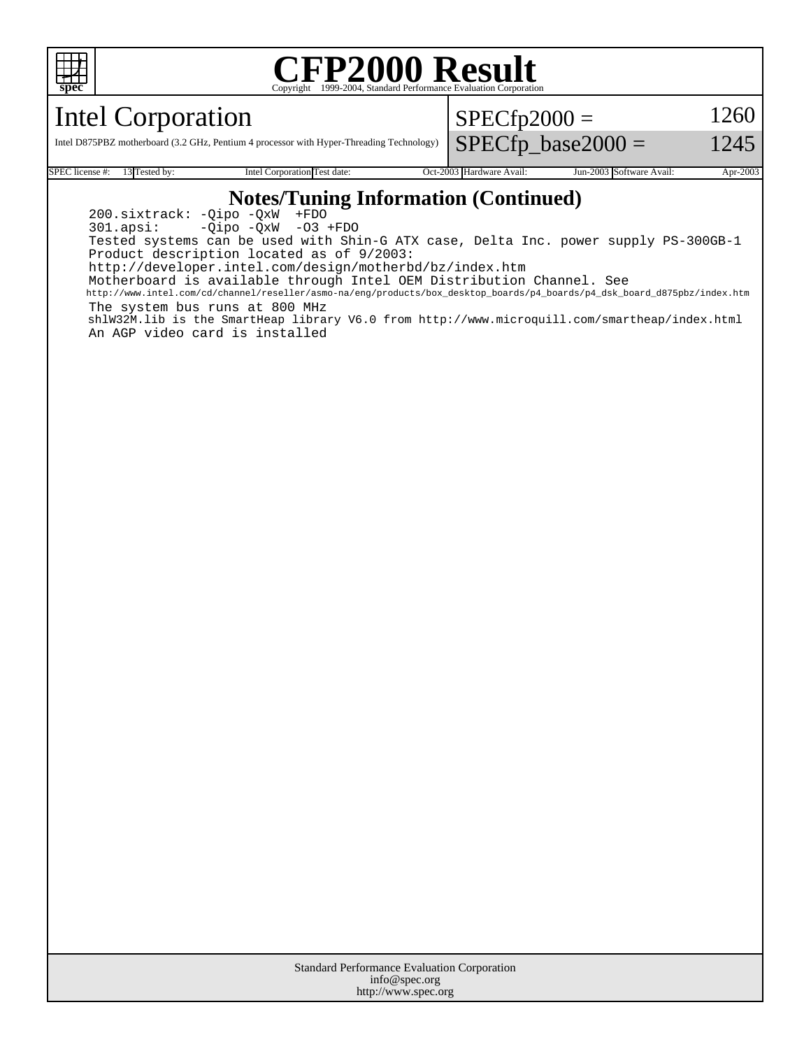# CFP2000 Result

Copyright 1999-2004, Standard Performance Evaluation Corporation

## Intel Corporation

Intel D875PBZ motherboard (3.2 GHz, Pentium 4 processor with Hyper-Threading Technology)

SPECfp2000 = 1260

SPECfp_base2000 = 1245

| SPEC license #: | 13 | Tested by: | Intel Corporation | Test date: | Oct-2003 | Hardware Avail: | Jun-2003 | Software Avail: | Apr-2003 |
|---|---|---|---|---|---|---|---|---|---|

## Notes/Tuning Information (Continued)

```
200.sixtrack: -Qipo -QxW  +FDO
301.apsi:     -Qipo -QxW  -O3 +FDO
Tested systems can be used with Shin-G ATX case, Delta Inc. power supply PS-300GB-1
Product description located as of 9/2003:
http://developer.intel.com/design/motherbd/bz/index.htm
Motherboard is available through Intel OEM Distribution Channel. See
http://www.intel.com/cd/channel/reseller/asmo-na/eng/products/box_desktop_boards/p4_boards/p4_dsk_board_d875pbz/index.htm
The system bus runs at 800 MHz
shlW32M.lib is the SmartHeap library V6.0 from http://www.microquill.com/smartheap/index.html
An AGP video card is installed
```

Standard Performance Evaluation Corporation
info@spec.org
http://www.spec.org